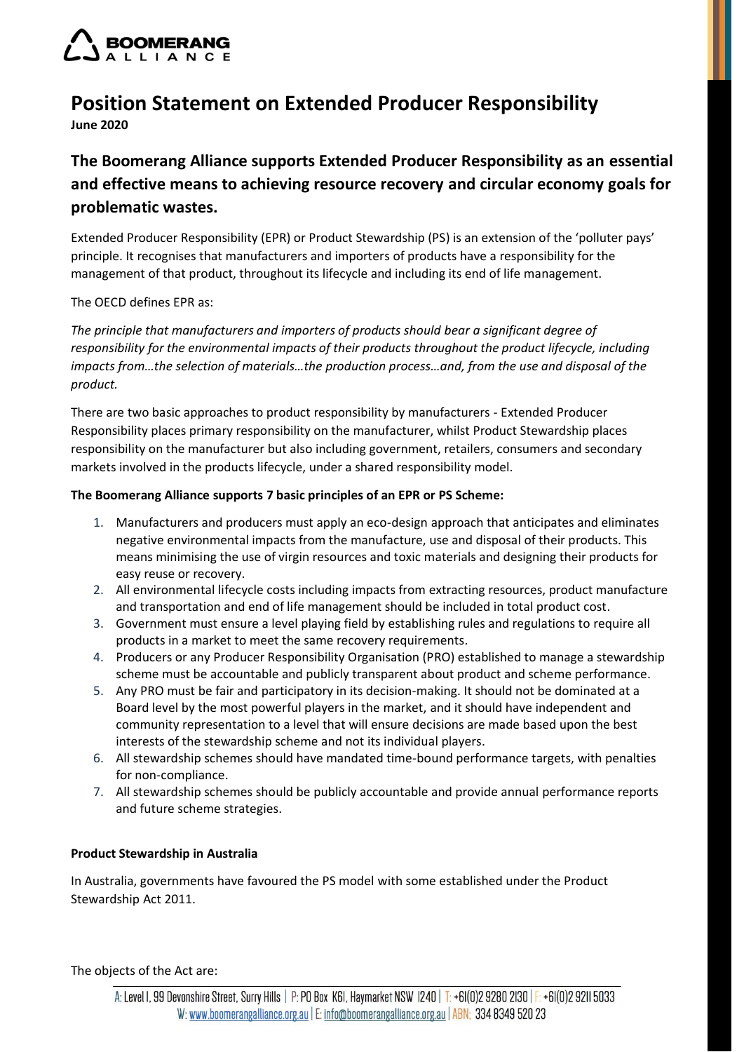# Position Statement on Extended Producer Responsibility

**June 2020**

## The Boomerang Alliance supports Extended Producer Responsibility as an essential and effective means to achieving resource recovery and circular economy goals for problematic wastes.

Extended Producer Responsibility (EPR) or Product Stewardship (PS) is an extension of the 'polluter pays' principle. It recognises that manufacturers and importers of products have a responsibility for the management of that product, throughout its lifecycle and including its end of life management.

The OECD defines EPR as:

*The principle that manufacturers and importers of products should bear a significant degree of responsibility for the environmental impacts of their products throughout the product lifecycle, including impacts from…the selection of materials…the production process…and, from the use and disposal of the product.*

There are two basic approaches to product responsibility by manufacturers - Extended Producer Responsibility places primary responsibility on the manufacturer, whilst Product Stewardship places responsibility on the manufacturer but also including government, retailers, consumers and secondary markets involved in the products lifecycle, under a shared responsibility model.

**The Boomerang Alliance supports 7 basic principles of an EPR or PS Scheme:**

1. Manufacturers and producers must apply an eco-design approach that anticipates and eliminates negative environmental impacts from the manufacture, use and disposal of their products. This means minimising the use of virgin resources and toxic materials and designing their products for easy reuse or recovery.
2. All environmental lifecycle costs including impacts from extracting resources, product manufacture and transportation and end of life management should be included in total product cost.
3. Government must ensure a level playing field by establishing rules and regulations to require all products in a market to meet the same recovery requirements.
4. Producers or any Producer Responsibility Organisation (PRO) established to manage a stewardship scheme must be accountable and publicly transparent about product and scheme performance.
5. Any PRO must be fair and participatory in its decision-making. It should not be dominated at a Board level by the most powerful players in the market, and it should have independent and community representation to a level that will ensure decisions are made based upon the best interests of the stewardship scheme and not its individual players.
6. All stewardship schemes should have mandated time-bound performance targets, with penalties for non-compliance.
7. All stewardship schemes should be publicly accountable and provide annual performance reports and future scheme strategies.

**Product Stewardship in Australia**

In Australia, governments have favoured the PS model with some established under the Product Stewardship Act 2011.

The objects of the Act are: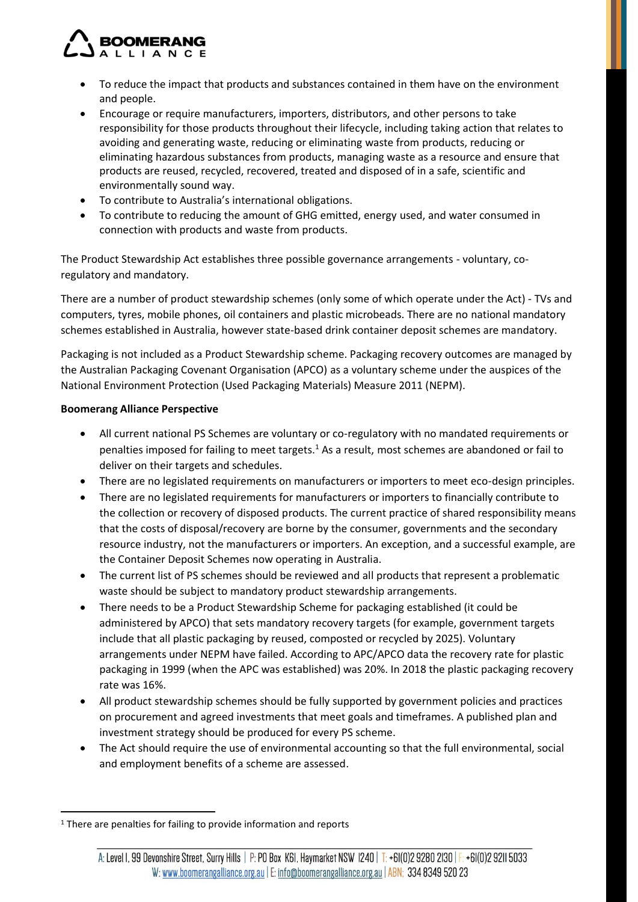- To reduce the impact that products and substances contained in them have on the environment and people.
- Encourage or require manufacturers, importers, distributors, and other persons to take responsibility for those products throughout their lifecycle, including taking action that relates to avoiding and generating waste, reducing or eliminating waste from products, reducing or eliminating hazardous substances from products, managing waste as a resource and ensure that products are reused, recycled, recovered, treated and disposed of in a safe, scientific and environmentally sound way.
- To contribute to Australia's international obligations.
- To contribute to reducing the amount of GHG emitted, energy used, and water consumed in connection with products and waste from products.

The Product Stewardship Act establishes three possible governance arrangements - voluntary, co-regulatory and mandatory.

There are a number of product stewardship schemes (only some of which operate under the Act) - TVs and computers, tyres, mobile phones, oil containers and plastic microbeads. There are no national mandatory schemes established in Australia, however state-based drink container deposit schemes are mandatory.

Packaging is not included as a Product Stewardship scheme. Packaging recovery outcomes are managed by the Australian Packaging Covenant Organisation (APCO) as a voluntary scheme under the auspices of the National Environment Protection (Used Packaging Materials) Measure 2011 (NEPM).

**Boomerang Alliance Perspective**

- All current national PS Schemes are voluntary or co-regulatory with no mandated requirements or penalties imposed for failing to meet targets.[1] As a result, most schemes are abandoned or fail to deliver on their targets and schedules.
- There are no legislated requirements on manufacturers or importers to meet eco-design principles.
- There are no legislated requirements for manufacturers or importers to financially contribute to the collection or recovery of disposed products. The current practice of shared responsibility means that the costs of disposal/recovery are borne by the consumer, governments and the secondary resource industry, not the manufacturers or importers. An exception, and a successful example, are the Container Deposit Schemes now operating in Australia.
- The current list of PS schemes should be reviewed and all products that represent a problematic waste should be subject to mandatory product stewardship arrangements.
- There needs to be a Product Stewardship Scheme for packaging established (it could be administered by APCO) that sets mandatory recovery targets (for example, government targets include that all plastic packaging by reused, composted or recycled by 2025). Voluntary arrangements under NEPM have failed. According to APC/APCO data the recovery rate for plastic packaging in 1999 (when the APC was established) was 20%. In 2018 the plastic packaging recovery rate was 16%.
- All product stewardship schemes should be fully supported by government policies and practices on procurement and agreed investments that meet goals and timeframes. A published plan and investment strategy should be produced for every PS scheme.
- The Act should require the use of environmental accounting so that the full environmental, social and employment benefits of a scheme are assessed.

[1] There are penalties for failing to provide information and reports